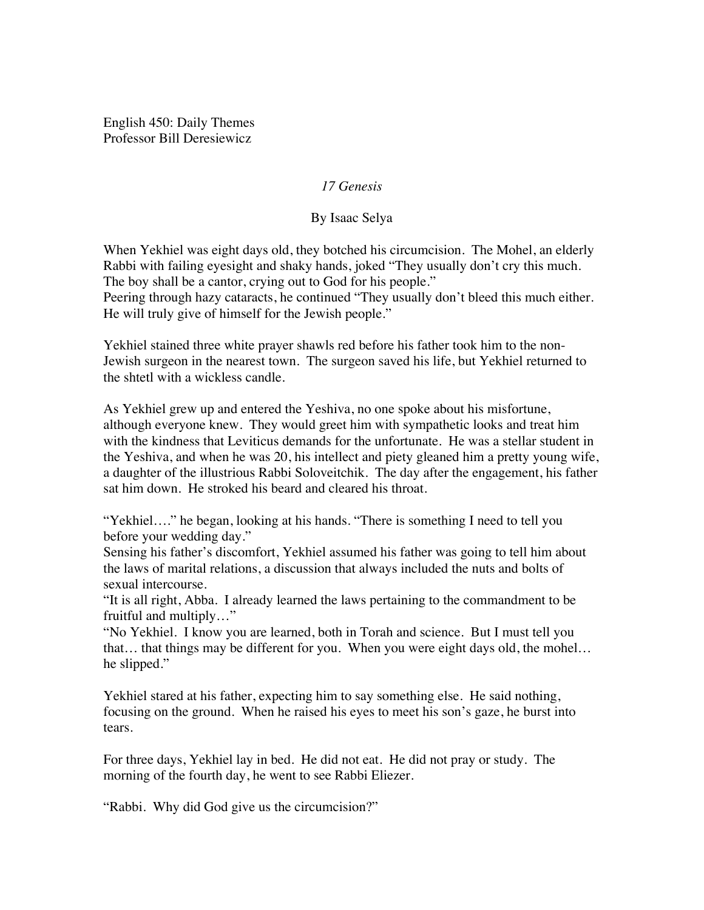English 450: Daily Themes
Professor Bill Deresiewicz

*17 Genesis*

By Isaac Selya

When Yekhiel was eight days old, they botched his circumcision. The Mohel, an elderly Rabbi with failing eyesight and shaky hands, joked "They usually don't cry this much. The boy shall be a cantor, crying out to God for his people."
Peering through hazy cataracts, he continued "They usually don't bleed this much either. He will truly give of himself for the Jewish people."

Yekhiel stained three white prayer shawls red before his father took him to the non-Jewish surgeon in the nearest town. The surgeon saved his life, but Yekhiel returned to the shtetl with a wickless candle.

As Yekhiel grew up and entered the Yeshiva, no one spoke about his misfortune, although everyone knew. They would greet him with sympathetic looks and treat him with the kindness that Leviticus demands for the unfortunate. He was a stellar student in the Yeshiva, and when he was 20, his intellect and piety gleaned him a pretty young wife, a daughter of the illustrious Rabbi Soloveitchik. The day after the engagement, his father sat him down. He stroked his beard and cleared his throat.

"Yekhiel…." he began, looking at his hands. "There is something I need to tell you before your wedding day."
Sensing his father's discomfort, Yekhiel assumed his father was going to tell him about the laws of marital relations, a discussion that always included the nuts and bolts of sexual intercourse.
"It is all right, Abba. I already learned the laws pertaining to the commandment to be fruitful and multiply…"
"No Yekhiel. I know you are learned, both in Torah and science. But I must tell you that… that things may be different for you. When you were eight days old, the mohel… he slipped."

Yekhiel stared at his father, expecting him to say something else. He said nothing, focusing on the ground. When he raised his eyes to meet his son's gaze, he burst into tears.

For three days, Yekhiel lay in bed. He did not eat. He did not pray or study. The morning of the fourth day, he went to see Rabbi Eliezer.

"Rabbi. Why did God give us the circumcision?"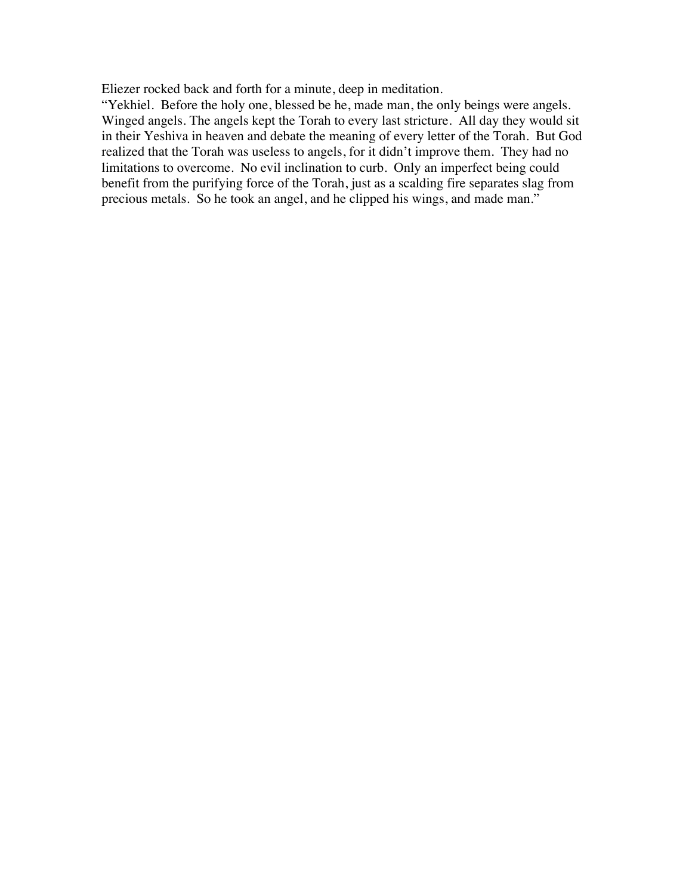Eliezer rocked back and forth for a minute, deep in meditation.

"Yekhiel. Before the holy one, blessed be he, made man, the only beings were angels. Winged angels. The angels kept the Torah to every last stricture. All day they would sit in their Yeshiva in heaven and debate the meaning of every letter of the Torah. But God realized that the Torah was useless to angels, for it didn't improve them. They had no limitations to overcome. No evil inclination to curb. Only an imperfect being could benefit from the purifying force of the Torah, just as a scalding fire separates slag from precious metals. So he took an angel, and he clipped his wings, and made man."